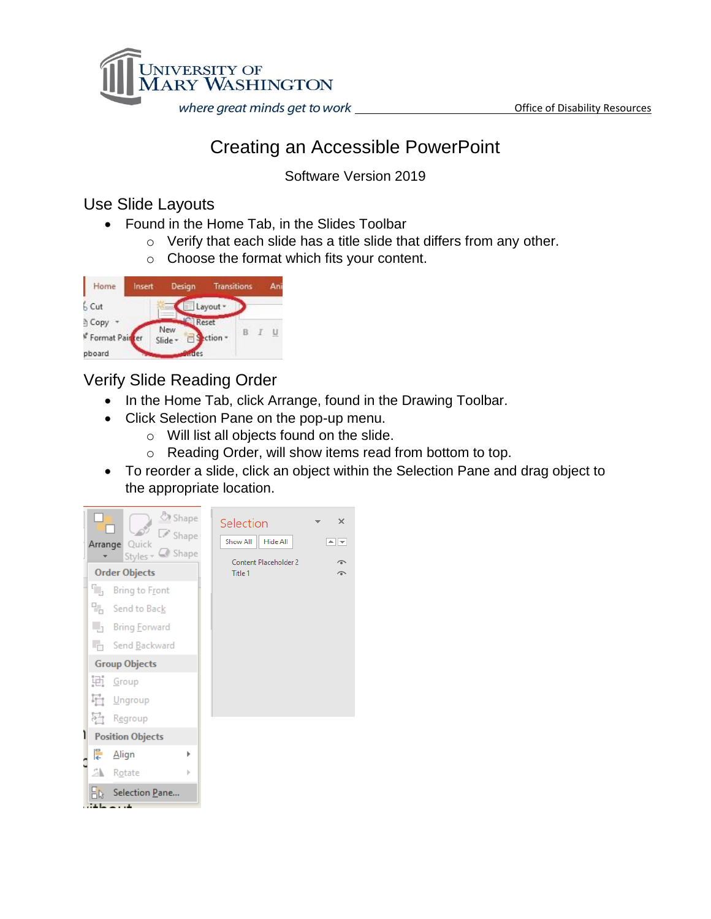University of Mary Washington

*where great minds get to work* — Office of Disability Resources

# Creating an Accessible PowerPoint

Software Version 2019

## Use Slide Layouts

- Found in the Home Tab, in the Slides Toolbar
  - Verify that each slide has a title slide that differs from any other.
  - Choose the format which fits your content.

## Verify Slide Reading Order

- In the Home Tab, click Arrange, found in the Drawing Toolbar.
- Click Selection Pane on the pop-up menu.
  - Will list all objects found on the slide.
  - Reading Order, will show items read from bottom to top.
- To reorder a slide, click an object within the Selection Pane and drag object to the appropriate location.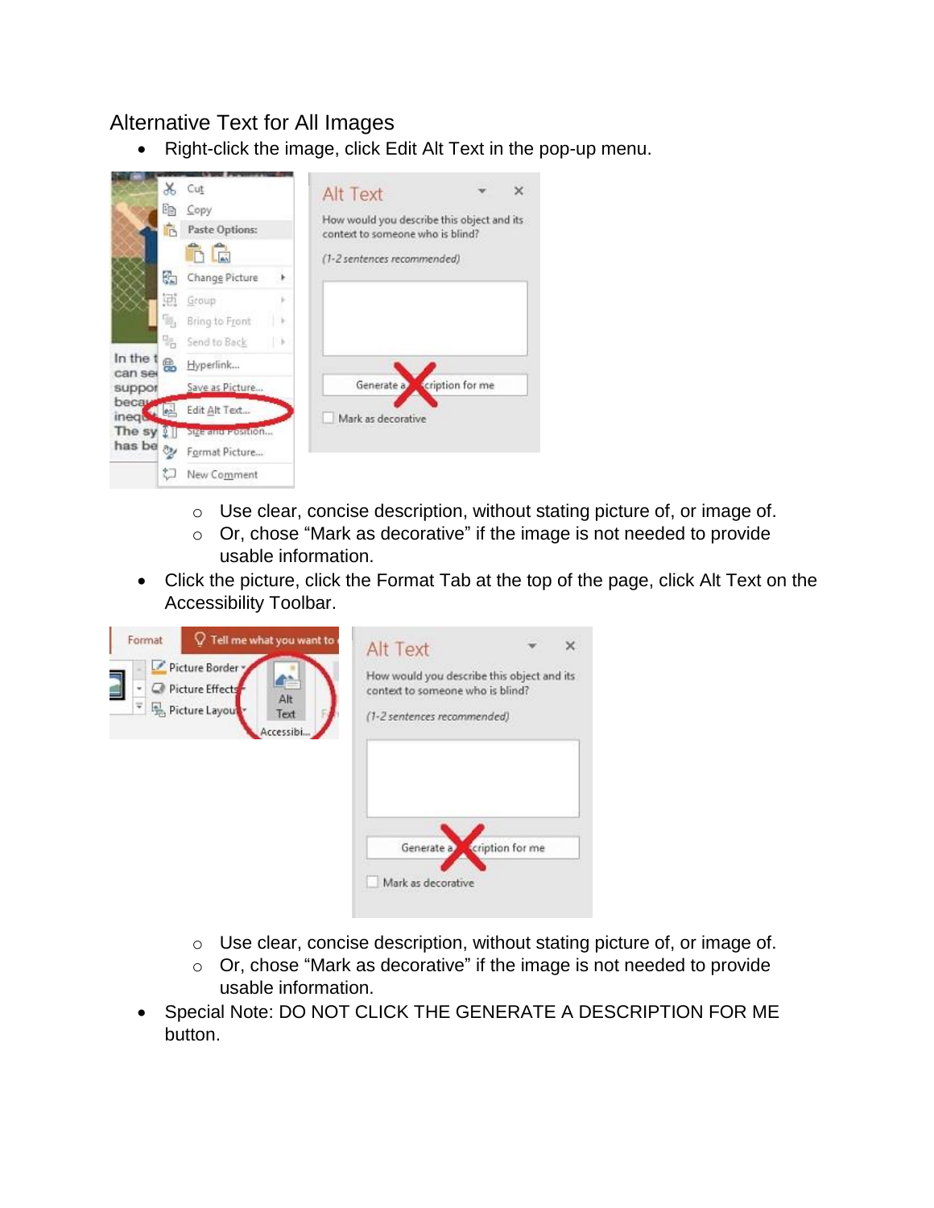## Alternative Text for All Images

- Right-click the image, click Edit Alt Text in the pop-up menu.
    - Use clear, concise description, without stating picture of, or image of.
    - Or, chose “Mark as decorative” if the image is not needed to provide usable information.
- Click the picture, click the Format Tab at the top of the page, click Alt Text on the Accessibility Toolbar.
    - Use clear, concise description, without stating picture of, or image of.
    - Or, chose “Mark as decorative” if the image is not needed to provide usable information.
- Special Note: DO NOT CLICK THE GENERATE A DESCRIPTION FOR ME button.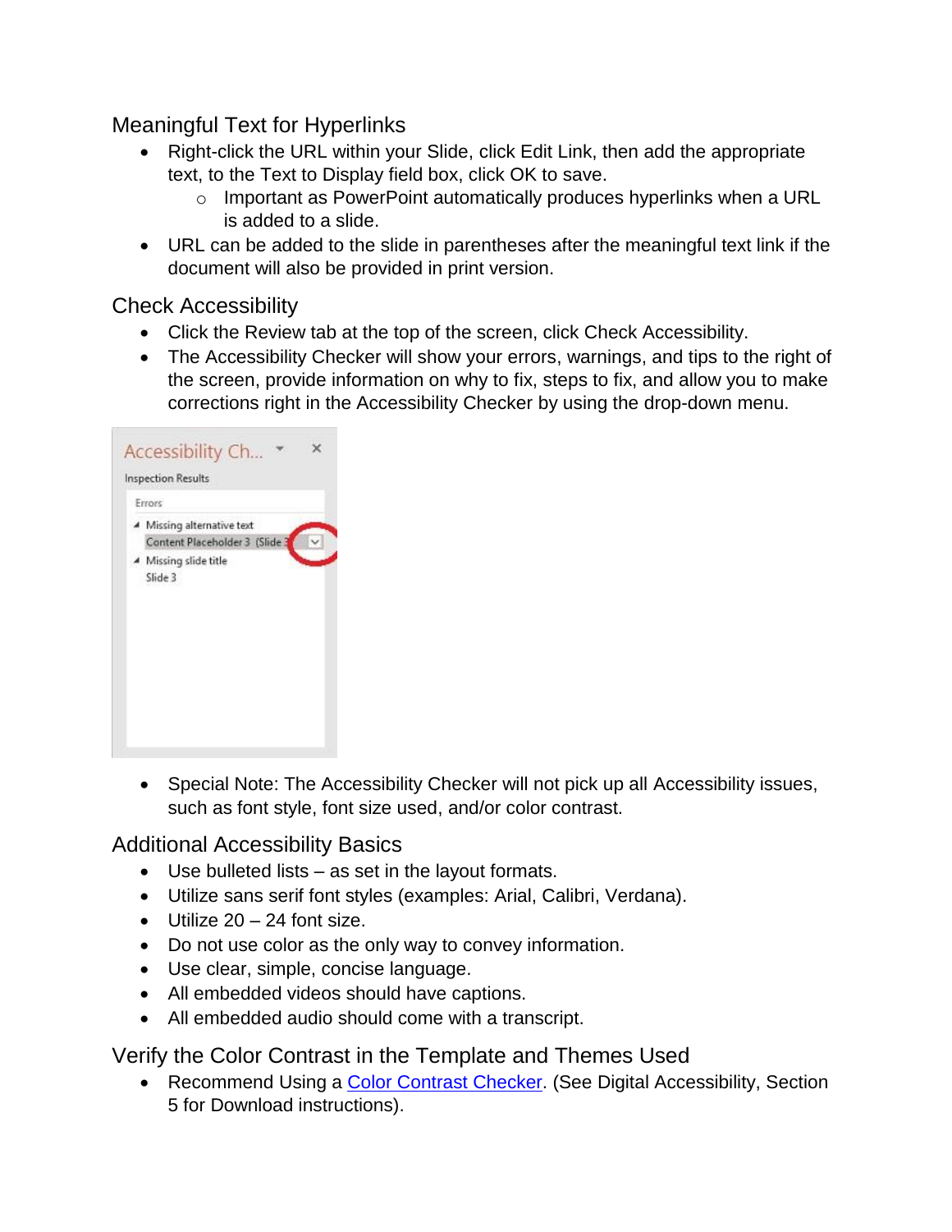## Meaningful Text for Hyperlinks

- Right-click the URL within your Slide, click Edit Link, then add the appropriate text, to the Text to Display field box, click OK to save.
  - Important as PowerPoint automatically produces hyperlinks when a URL is added to a slide.
- URL can be added to the slide in parentheses after the meaningful text link if the document will also be provided in print version.

## Check Accessibility

- Click the Review tab at the top of the screen, click Check Accessibility.
- The Accessibility Checker will show your errors, warnings, and tips to the right of the screen, provide information on why to fix, steps to fix, and allow you to make corrections right in the Accessibility Checker by using the drop-down menu.

- Special Note: The Accessibility Checker will not pick up all Accessibility issues, such as font style, font size used, and/or color contrast.

## Additional Accessibility Basics

- Use bulleted lists – as set in the layout formats.
- Utilize sans serif font styles (examples: Arial, Calibri, Verdana).
- Utilize 20 – 24 font size.
- Do not use color as the only way to convey information.
- Use clear, simple, concise language.
- All embedded videos should have captions.
- All embedded audio should come with a transcript.

## Verify the Color Contrast in the Template and Themes Used

- Recommend Using a Color Contrast Checker. (See Digital Accessibility, Section 5 for Download instructions).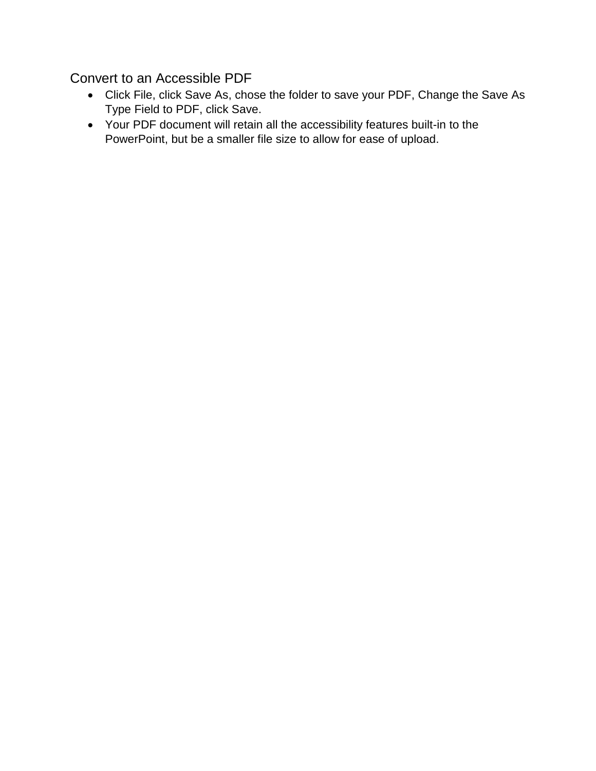## Convert to an Accessible PDF

- Click File, click Save As, chose the folder to save your PDF, Change the Save As Type Field to PDF, click Save.
- Your PDF document will retain all the accessibility features built-in to the PowerPoint, but be a smaller file size to allow for ease of upload.